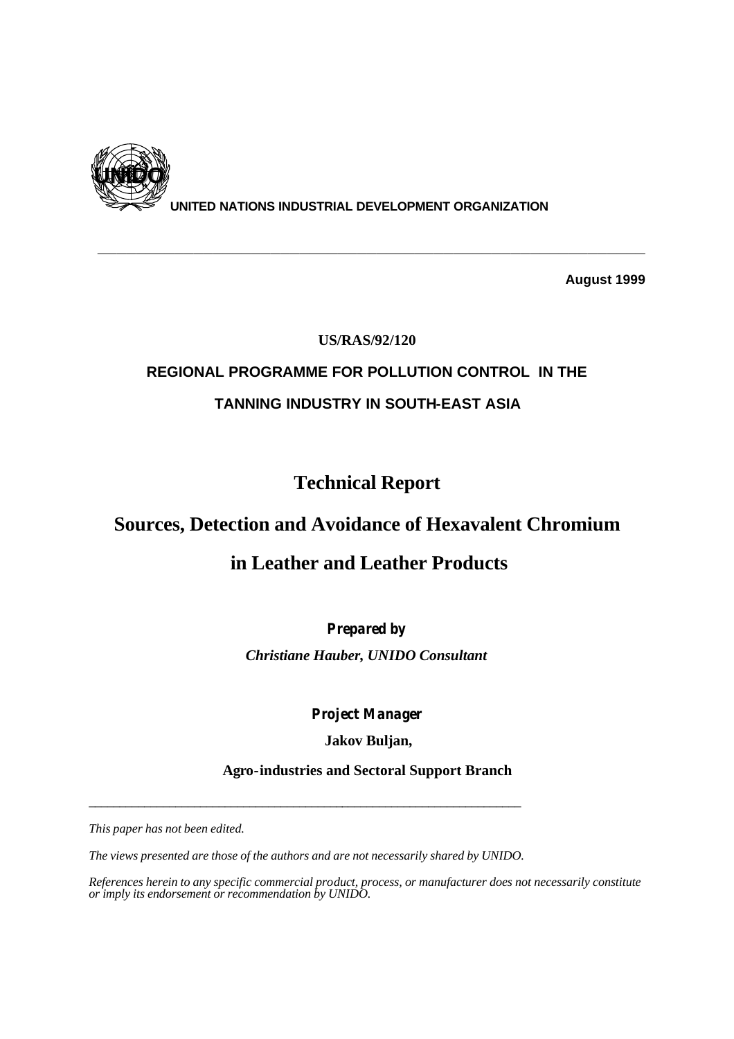UNIDO

**UNITED NATIONS INDUSTRIAL DEVELOPMENT ORGANIZATION**

---

**August 1999**

**US/RAS/92/120**

**REGIONAL PROGRAMME FOR POLLUTION CONTROL IN THE TANNING INDUSTRY IN SOUTH-EAST ASIA**

# Technical Report

# Sources, Detection and Avoidance of Hexavalent Chromium in Leather and Leather Products

***Prepared by***

***Christiane Hauber, UNIDO Consultant***

***Project Manager***

**Jakov Buljan,**

**Agro-industries and Sectoral Support Branch**

---

*This paper has not been edited.*

*The views presented are those of the authors and are not necessarily shared by UNIDO.*

*References herein to any specific commercial product, process, or manufacturer does not necessarily constitute or imply its endorsement or recommendation by UNIDO.*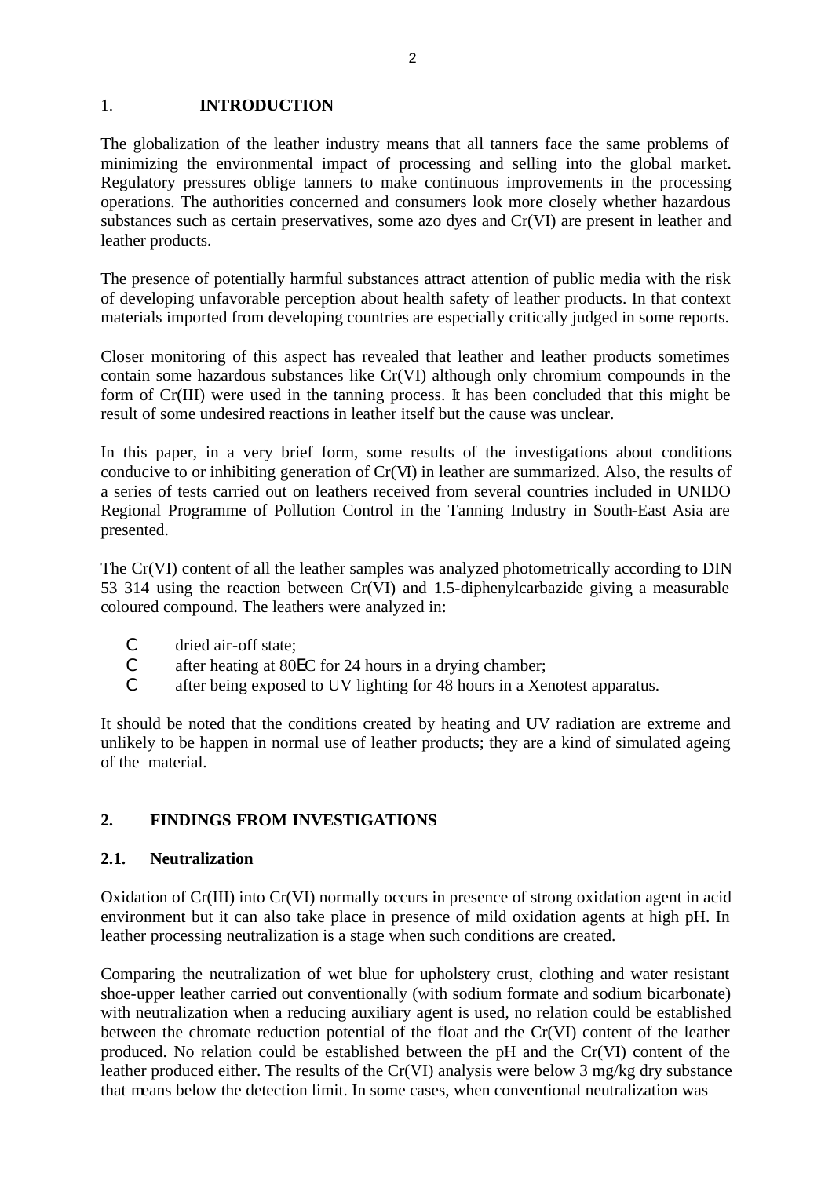## 1. INTRODUCTION

The globalization of the leather industry means that all tanners face the same problems of minimizing the environmental impact of processing and selling into the global market. Regulatory pressures oblige tanners to make continuous improvements in the processing operations. The authorities concerned and consumers look more closely whether hazardous substances such as certain preservatives, some azo dyes and Cr(VI) are present in leather and leather products.

The presence of potentially harmful substances attract attention of public media with the risk of developing unfavorable perception about health safety of leather products. In that context materials imported from developing countries are especially critically judged in some reports.

Closer monitoring of this aspect has revealed that leather and leather products sometimes contain some hazardous substances like Cr(VI) although only chromium compounds in the form of Cr(III) were used in the tanning process. It has been concluded that this might be result of some undesired reactions in leather itself but the cause was unclear.

In this paper, in a very brief form, some results of the investigations about conditions conducive to or inhibiting generation of Cr(VI) in leather are summarized. Also, the results of a series of tests carried out on leathers received from several countries included in UNIDO Regional Programme of Pollution Control in the Tanning Industry in South-East Asia are presented.

The Cr(VI) content of all the leather samples was analyzed photometrically according to DIN 53 314 using the reaction between Cr(VI) and 1.5-diphenylcarbazide giving a measurable coloured compound. The leathers were analyzed in:

- dried air-off state;
- after heating at 80°C for 24 hours in a drying chamber;
- after being exposed to UV lighting for 48 hours in a Xenotest apparatus.

It should be noted that the conditions created by heating and UV radiation are extreme and unlikely to be happen in normal use of leather products; they are a kind of simulated ageing of the material.

## 2. FINDINGS FROM INVESTIGATIONS

### 2.1. Neutralization

Oxidation of Cr(III) into Cr(VI) normally occurs in presence of strong oxidation agent in acid environment but it can also take place in presence of mild oxidation agents at high pH. In leather processing neutralization is a stage when such conditions are created.

Comparing the neutralization of wet blue for upholstery crust, clothing and water resistant shoe-upper leather carried out conventionally (with sodium formate and sodium bicarbonate) with neutralization when a reducing auxiliary agent is used, no relation could be established between the chromate reduction potential of the float and the Cr(VI) content of the leather produced. No relation could be established between the pH and the Cr(VI) content of the leather produced either. The results of the Cr(VI) analysis were below 3 mg/kg dry substance that means below the detection limit. In some cases, when conventional neutralization was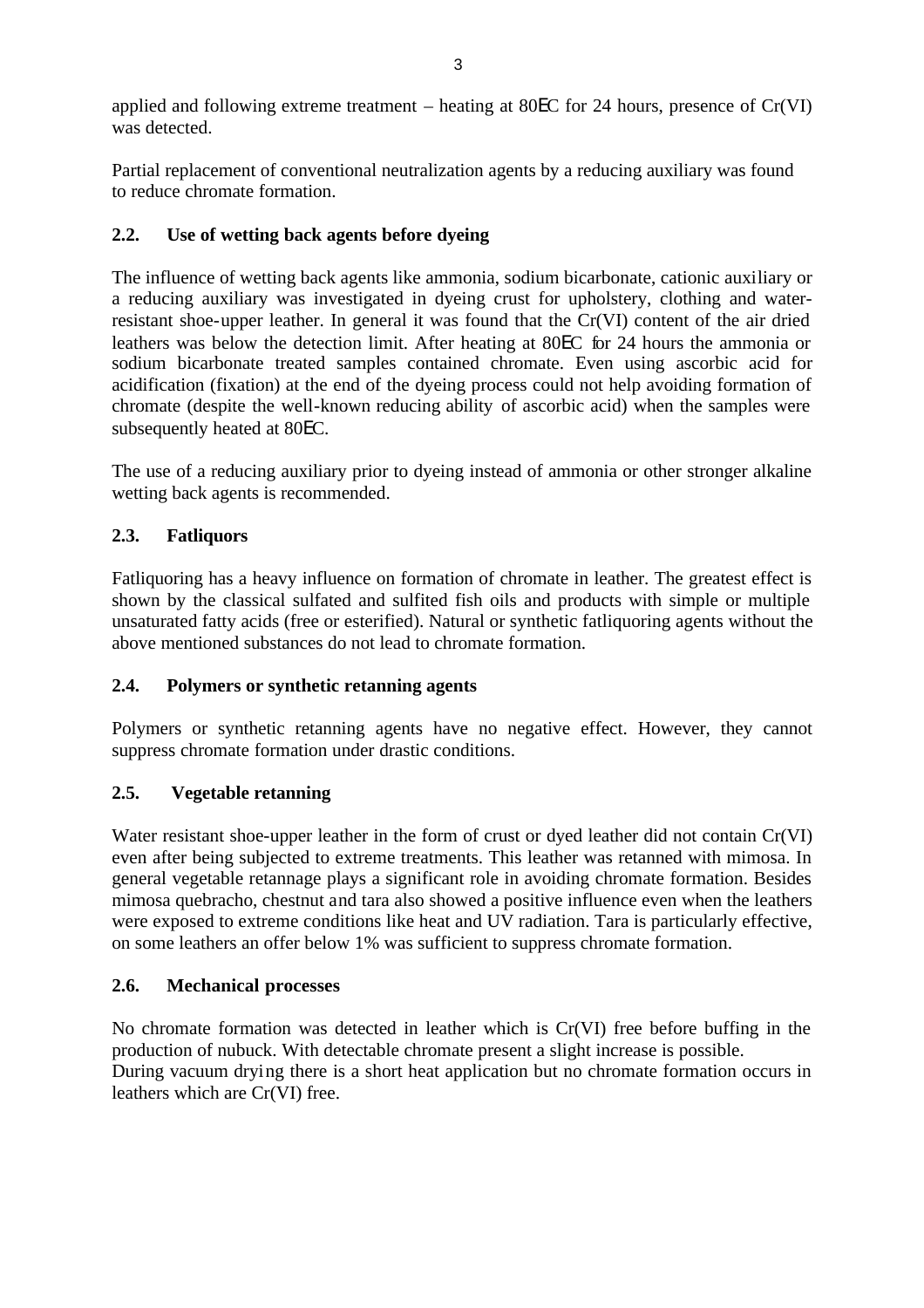applied and following extreme treatment – heating at 80°C for 24 hours, presence of Cr(VI) was detected.

Partial replacement of conventional neutralization agents by a reducing auxiliary was found to reduce chromate formation.

### 2.2. Use of wetting back agents before dyeing

The influence of wetting back agents like ammonia, sodium bicarbonate, cationic auxiliary or a reducing auxiliary was investigated in dyeing crust for upholstery, clothing and water-resistant shoe-upper leather. In general it was found that the Cr(VI) content of the air dried leathers was below the detection limit. After heating at 80°C for 24 hours the ammonia or sodium bicarbonate treated samples contained chromate. Even using ascorbic acid for acidification (fixation) at the end of the dyeing process could not help avoiding formation of chromate (despite the well-known reducing ability of ascorbic acid) when the samples were subsequently heated at 80°C.

The use of a reducing auxiliary prior to dyeing instead of ammonia or other stronger alkaline wetting back agents is recommended.

### 2.3. Fatliquors

Fatliquoring has a heavy influence on formation of chromate in leather. The greatest effect is shown by the classical sulfated and sulfited fish oils and products with simple or multiple unsaturated fatty acids (free or esterified). Natural or synthetic fatliquoring agents without the above mentioned substances do not lead to chromate formation.

### 2.4. Polymers or synthetic retanning agents

Polymers or synthetic retanning agents have no negative effect. However, they cannot suppress chromate formation under drastic conditions.

### 2.5. Vegetable retanning

Water resistant shoe-upper leather in the form of crust or dyed leather did not contain Cr(VI) even after being subjected to extreme treatments. This leather was retanned with mimosa. In general vegetable retannage plays a significant role in avoiding chromate formation. Besides mimosa quebracho, chestnut and tara also showed a positive influence even when the leathers were exposed to extreme conditions like heat and UV radiation. Tara is particularly effective, on some leathers an offer below 1% was sufficient to suppress chromate formation.

### 2.6. Mechanical processes

No chromate formation was detected in leather which is Cr(VI) free before buffing in the production of nubuck. With detectable chromate present a slight increase is possible.
During vacuum drying there is a short heat application but no chromate formation occurs in leathers which are Cr(VI) free.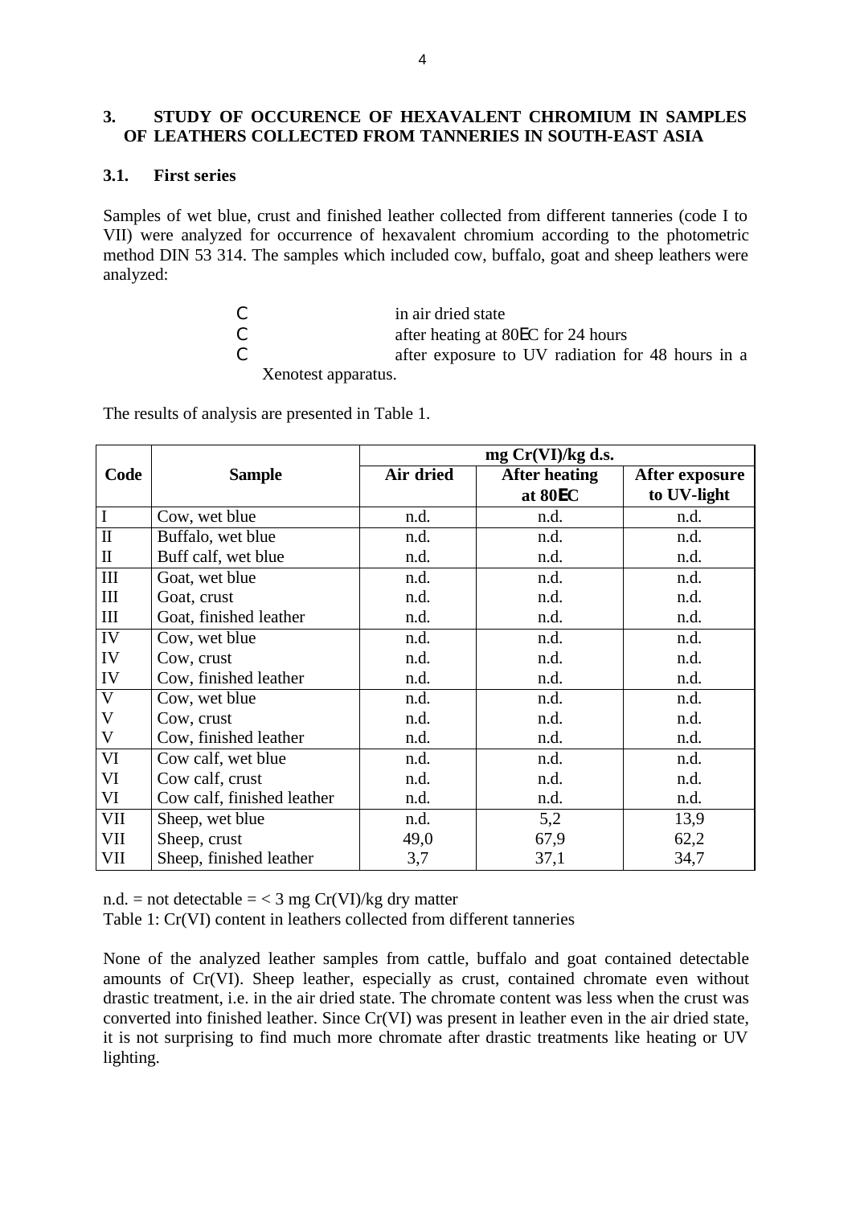## 3. STUDY OF OCCURENCE OF HEXAVALENT CHROMIUM IN SAMPLES OF LEATHERS COLLECTED FROM TANNERIES IN SOUTH-EAST ASIA

### 3.1. First series

Samples of wet blue, crust and finished leather collected from different tanneries (code I to VII) were analyzed for occurrence of hexavalent chromium according to the photometric method DIN 53 314. The samples which included cow, buffalo, goat and sheep leathers were analyzed:

- in air dried state
- after heating at 80°C for 24 hours
- after exposure to UV radiation for 48 hours in a Xenotest apparatus.

The results of analysis are presented in Table 1.

| Code | Sample | mg Cr(VI)/kg d.s. | | |
|---|---|---|---|---|
| | | Air dried | After heating at 80°C | After exposure to UV-light |
| I | Cow, wet blue | n.d. | n.d. | n.d. |
| II | Buffalo, wet blue | n.d. | n.d. | n.d. |
| II | Buff calf, wet blue | n.d. | n.d. | n.d. |
| III | Goat, wet blue | n.d. | n.d. | n.d. |
| III | Goat, crust | n.d. | n.d. | n.d. |
| III | Goat, finished leather | n.d. | n.d. | n.d. |
| IV | Cow, wet blue | n.d. | n.d. | n.d. |
| IV | Cow, crust | n.d. | n.d. | n.d. |
| IV | Cow, finished leather | n.d. | n.d. | n.d. |
| V | Cow, wet blue | n.d. | n.d. | n.d. |
| V | Cow, crust | n.d. | n.d. | n.d. |
| V | Cow, finished leather | n.d. | n.d. | n.d. |
| VI | Cow calf, wet blue | n.d. | n.d. | n.d. |
| VI | Cow calf, crust | n.d. | n.d. | n.d. |
| VI | Cow calf, finished leather | n.d. | n.d. | n.d. |
| VII | Sheep, wet blue | n.d. | 5,2 | 13,9 |
| VII | Sheep, crust | 49,0 | 67,9 | 62,2 |
| VII | Sheep, finished leather | 3,7 | 37,1 | 34,7 |

n.d. = not detectable = < 3 mg Cr(VI)/kg dry matter

Table 1: Cr(VI) content in leathers collected from different tanneries

None of the analyzed leather samples from cattle, buffalo and goat contained detectable amounts of Cr(VI). Sheep leather, especially as crust, contained chromate even without drastic treatment, i.e. in the air dried state. The chromate content was less when the crust was converted into finished leather. Since Cr(VI) was present in leather even in the air dried state, it is not surprising to find much more chromate after drastic treatments like heating or UV lighting.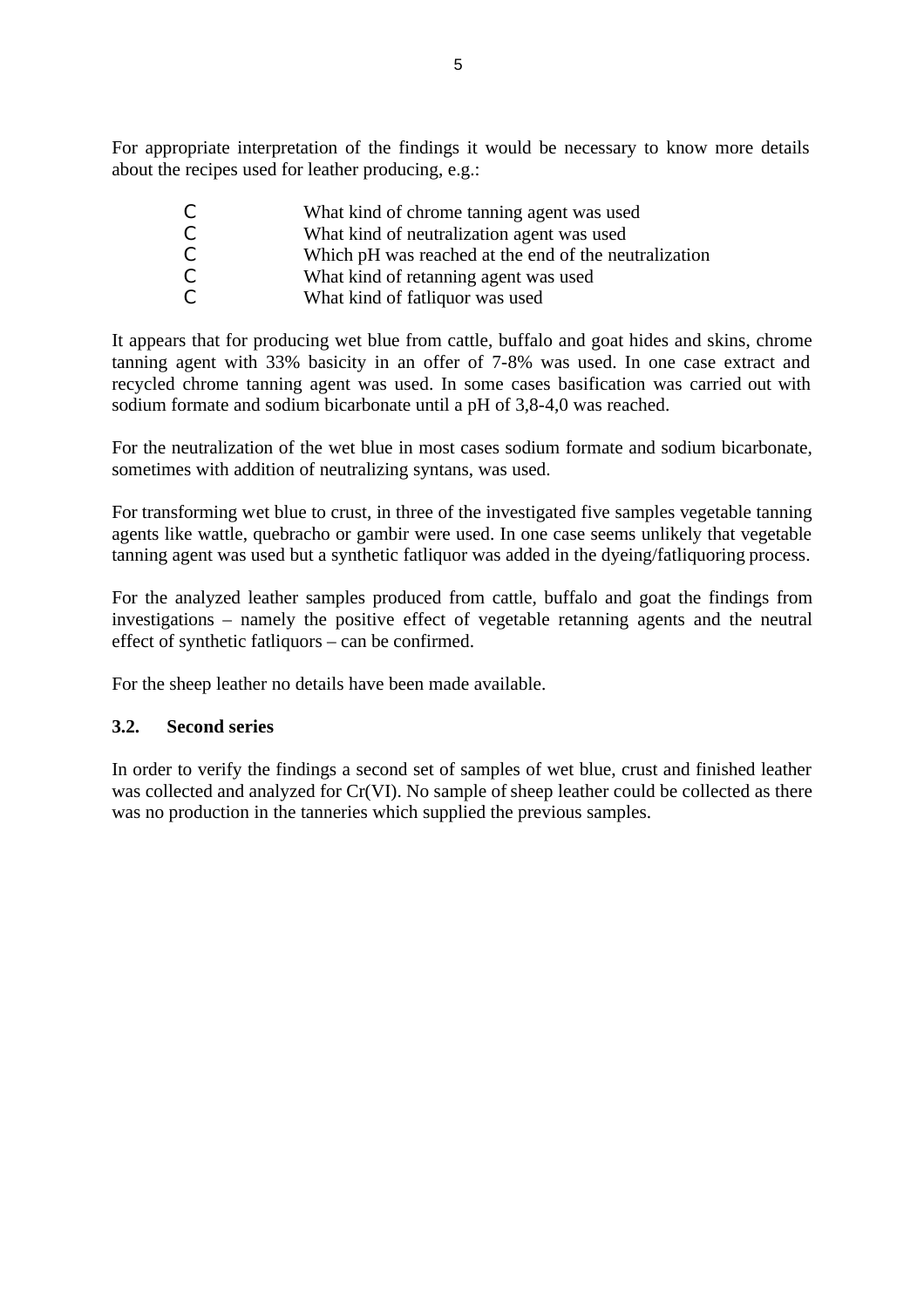For appropriate interpretation of the findings it would be necessary to know more details about the recipes used for leather producing, e.g.:

- What kind of chrome tanning agent was used
- What kind of neutralization agent was used
- Which pH was reached at the end of the neutralization
- What kind of retanning agent was used
- What kind of fatliquor was used

It appears that for producing wet blue from cattle, buffalo and goat hides and skins, chrome tanning agent with 33% basicity in an offer of 7-8% was used. In one case extract and recycled chrome tanning agent was used. In some cases basification was carried out with sodium formate and sodium bicarbonate until a pH of 3,8-4,0 was reached.

For the neutralization of the wet blue in most cases sodium formate and sodium bicarbonate, sometimes with addition of neutralizing syntans, was used.

For transforming wet blue to crust, in three of the investigated five samples vegetable tanning agents like wattle, quebracho or gambir were used. In one case seems unlikely that vegetable tanning agent was used but a synthetic fatliquor was added in the dyeing/fatliquoring process.

For the analyzed leather samples produced from cattle, buffalo and goat the findings from investigations – namely the positive effect of vegetable retanning agents and the neutral effect of synthetic fatliquors – can be confirmed.

For the sheep leather no details have been made available.

### 3.2. Second series

In order to verify the findings a second set of samples of wet blue, crust and finished leather was collected and analyzed for Cr(VI). No sample of sheep leather could be collected as there was no production in the tanneries which supplied the previous samples.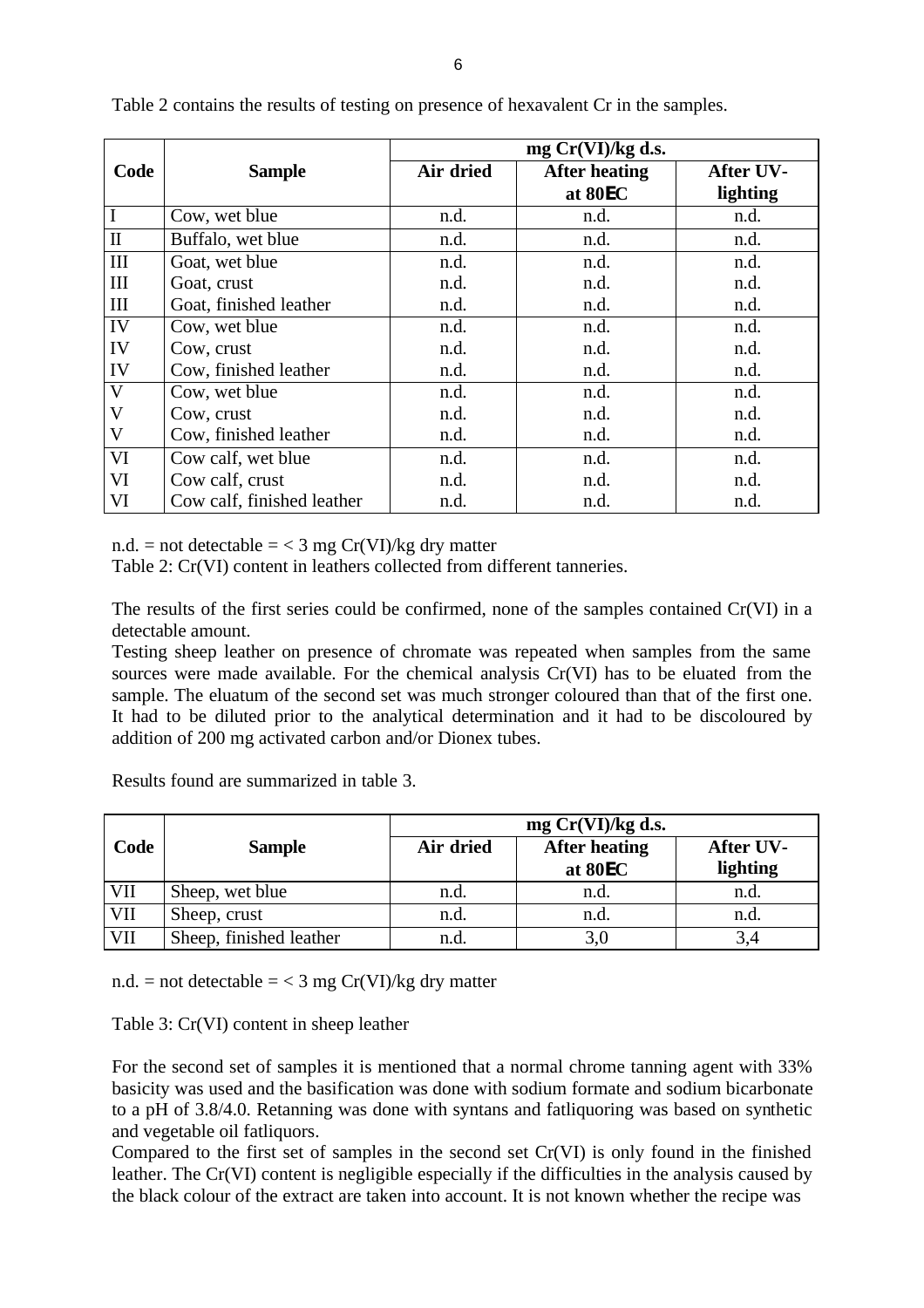Table 2 contains the results of testing on presence of hexavalent Cr in the samples.

| Code | Sample | mg Cr(VI)/kg d.s. | | |
|---|---|---|---|---|
| | | Air dried | After heating at 80°C | After UV-lighting |
| I | Cow, wet blue | n.d. | n.d. | n.d. |
| II | Buffalo, wet blue | n.d. | n.d. | n.d. |
| III | Goat, wet blue | n.d. | n.d. | n.d. |
| III | Goat, crust | n.d. | n.d. | n.d. |
| III | Goat, finished leather | n.d. | n.d. | n.d. |
| IV | Cow, wet blue | n.d. | n.d. | n.d. |
| IV | Cow, crust | n.d. | n.d. | n.d. |
| IV | Cow, finished leather | n.d. | n.d. | n.d. |
| V | Cow, wet blue | n.d. | n.d. | n.d. |
| V | Cow, crust | n.d. | n.d. | n.d. |
| V | Cow, finished leather | n.d. | n.d. | n.d. |
| VI | Cow calf, wet blue | n.d. | n.d. | n.d. |
| VI | Cow calf, crust | n.d. | n.d. | n.d. |
| VI | Cow calf, finished leather | n.d. | n.d. | n.d. |

n.d. = not detectable = < 3 mg Cr(VI)/kg dry matter

Table 2: Cr(VI) content in leathers collected from different tanneries.

The results of the first series could be confirmed, none of the samples contained Cr(VI) in a detectable amount.

Testing sheep leather on presence of chromate was repeated when samples from the same sources were made available. For the chemical analysis Cr(VI) has to be eluated from the sample. The eluatum of the second set was much stronger coloured than that of the first one. It had to be diluted prior to the analytical determination and it had to be discoloured by addition of 200 mg activated carbon and/or Dionex tubes.

Results found are summarized in table 3.

| Code | Sample | mg Cr(VI)/kg d.s. | | |
|---|---|---|---|---|
| | | Air dried | After heating at 80°C | After UV-lighting |
| VII | Sheep, wet blue | n.d. | n.d. | n.d. |
| VII | Sheep, crust | n.d. | n.d. | n.d. |
| VII | Sheep, finished leather | n.d. | 3,0 | 3,4 |

n.d. = not detectable = < 3 mg Cr(VI)/kg dry matter

Table 3: Cr(VI) content in sheep leather

For the second set of samples it is mentioned that a normal chrome tanning agent with 33% basicity was used and the basification was done with sodium formate and sodium bicarbonate to a pH of 3.8/4.0. Retanning was done with syntans and fatliquoring was based on synthetic and vegetable oil fatliquors.

Compared to the first set of samples in the second set Cr(VI) is only found in the finished leather. The Cr(VI) content is negligible especially if the difficulties in the analysis caused by the black colour of the extract are taken into account. It is not known whether the recipe was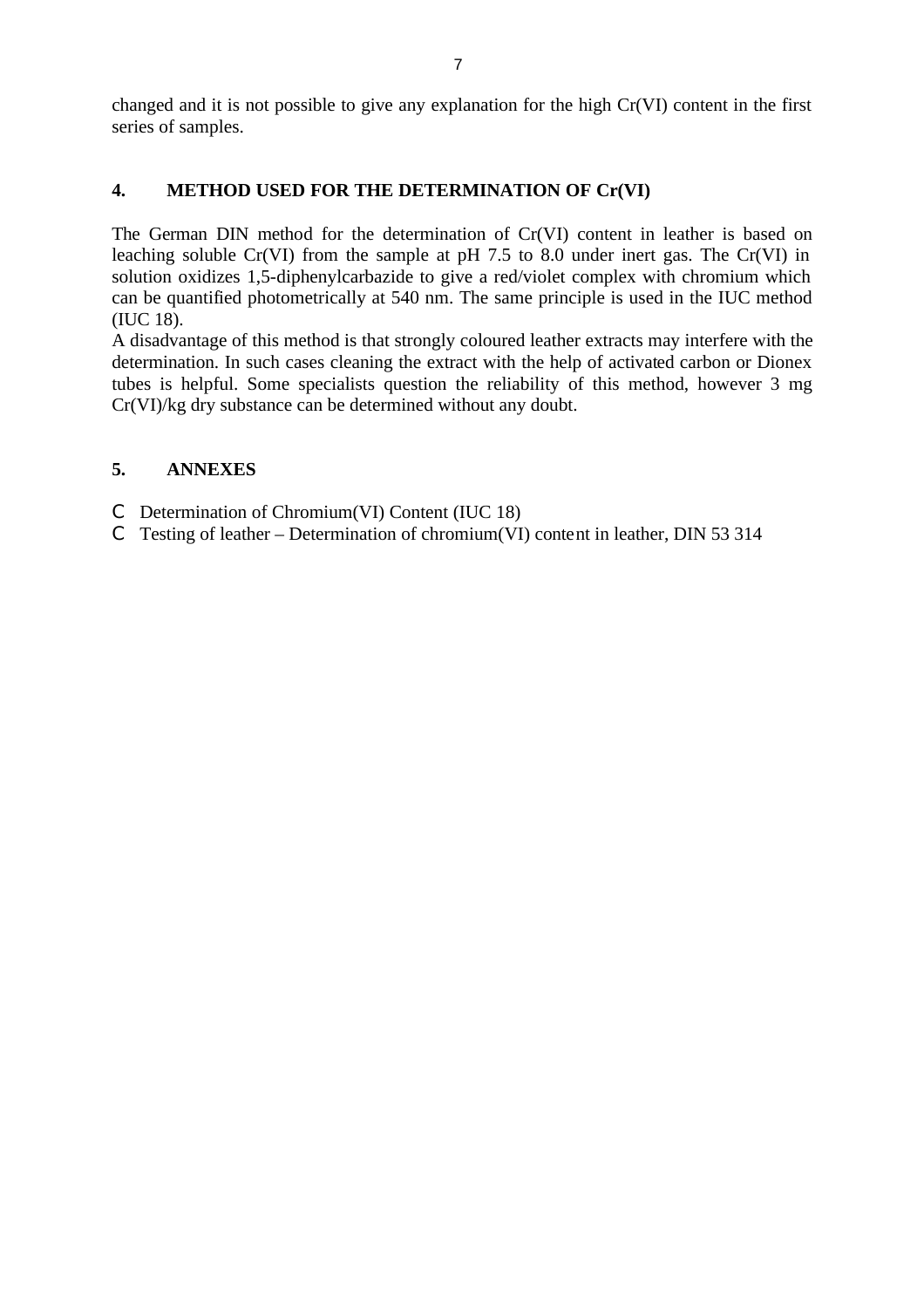changed and it is not possible to give any explanation for the high Cr(VI) content in the first series of samples.

## 4. METHOD USED FOR THE DETERMINATION OF Cr(VI)

The German DIN method for the determination of Cr(VI) content in leather is based on leaching soluble Cr(VI) from the sample at pH 7.5 to 8.0 under inert gas. The Cr(VI) in solution oxidizes 1,5-diphenylcarbazide to give a red/violet complex with chromium which can be quantified photometrically at 540 nm. The same principle is used in the IUC method (IUC 18).

A disadvantage of this method is that strongly coloured leather extracts may interfere with the determination. In such cases cleaning the extract with the help of activated carbon or Dionex tubes is helpful. Some specialists question the reliability of this method, however 3 mg Cr(VI)/kg dry substance can be determined without any doubt.

## 5. ANNEXES

- Determination of Chromium(VI) Content (IUC 18)
- Testing of leather – Determination of chromium(VI) content in leather, DIN 53 314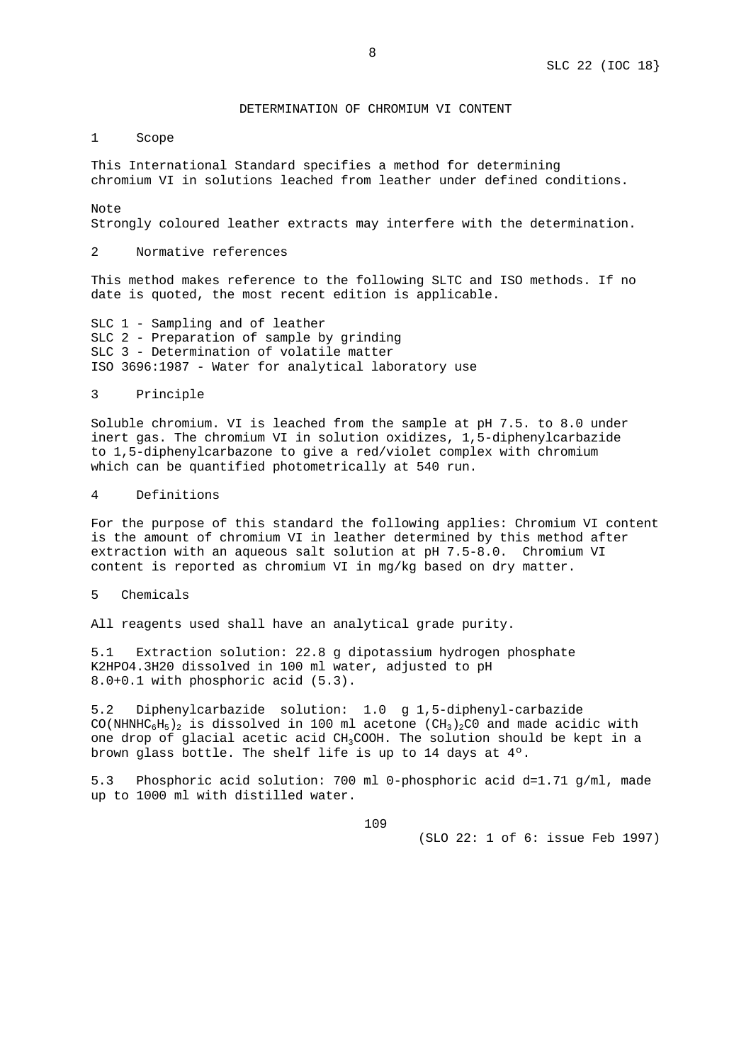## DETERMINATION OF CHROMIUM VI CONTENT

### 1 Scope

This International Standard specifies a method for determining chromium VI in solutions leached from leather under defined conditions.

Note
Strongly coloured leather extracts may interfere with the determination.

### 2 Normative references

This method makes reference to the following SLTC and ISO methods. If no date is quoted, the most recent edition is applicable.

SLC 1 - Sampling and of leather
SLC 2 - Preparation of sample by grinding
SLC 3 - Determination of volatile matter
ISO 3696:1987 - Water for analytical laboratory use

### 3 Principle

Soluble chromium. VI is leached from the sample at pH 7.5. to 8.0 under inert gas. The chromium VI in solution oxidizes, 1,5-diphenylcarbazide to 1,5-diphenylcarbazone to give a red/violet complex with chromium which can be quantified photometrically at 540 run.

### 4 Definitions

For the purpose of this standard the following applies: Chromium VI content is the amount of chromium VI in leather determined by this method after extraction with an aqueous salt solution at pH 7.5-8.0. Chromium VI content is reported as chromium VI in mg/kg based on dry matter.

### 5 Chemicals

All reagents used shall have an analytical grade purity.

5.1 Extraction solution: 22.8 g dipotassium hydrogen phosphate K2HPO4.3H20 dissolved in 100 ml water, adjusted to pH 8.0+0.1 with phosphoric acid (5.3).

5.2 Diphenylcarbazide solution: 1.0 g 1,5-diphenyl-carbazide $CO(NHNHC_6H_5)_2$ is dissolved in 100 ml acetone $(CH_3)_2C0$ and made acidic with one drop of glacial acetic acid $CH_3COOH$. The solution should be kept in a brown glass bottle. The shelf life is up to 14 days at 4º.

5.3 Phosphoric acid solution: 700 ml 0-phosphoric acid d=1.71 g/ml, made up to 1000 ml with distilled water.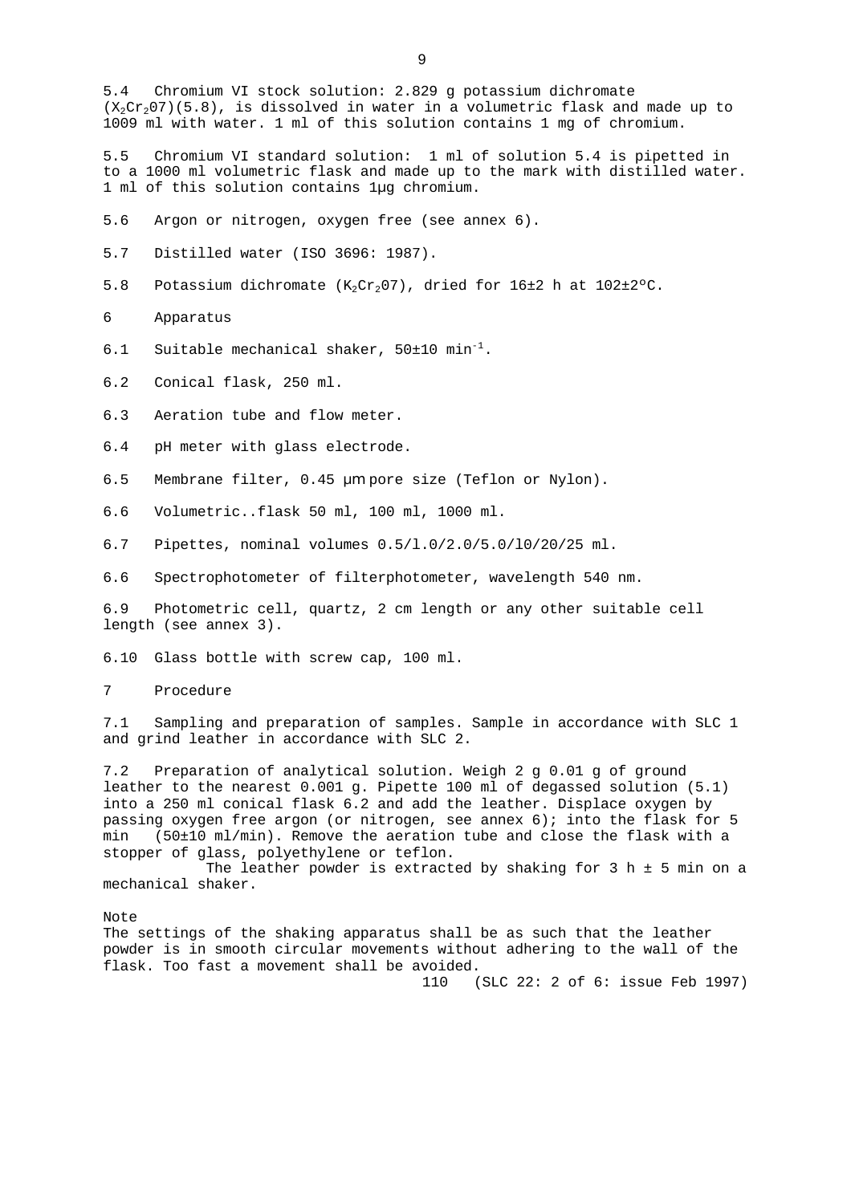5.4 Chromium VI stock solution: 2.829 g potassium dichromate ($X_2Cr_2O7$)(5.8), is dissolved in water in a volumetric flask and made up to 1009 ml with water. 1 ml of this solution contains 1 mg of chromium.

5.5 Chromium VI standard solution: 1 ml of solution 5.4 is pipetted in to a 1000 ml volumetric flask and made up to the mark with distilled water. 1 ml of this solution contains 1µg chromium.

5.6 Argon or nitrogen, oxygen free (see annex 6).

5.7 Distilled water (ISO 3696: 1987).

5.8 Potassium dichromate ($K_2Cr_2O7$), dried for 16±2 h at 102±2ºC.

6 Apparatus

6.1 Suitable mechanical shaker, 50±10 $min^{-1}$.

6.2 Conical flask, 250 ml.

6.3 Aeration tube and flow meter.

6.4 pH meter with glass electrode.

6.5 Membrane filter, 0.45 µm pore size (Teflon or Nylon).

6.6 Volumetric..flask 50 ml, 100 ml, 1000 ml.

6.7 Pipettes, nominal volumes 0.5/l.0/2.0/5.0/l0/20/25 ml.

6.6 Spectrophotometer of filterphotometer, wavelength 540 nm.

6.9 Photometric cell, quartz, 2 cm length or any other suitable cell length (see annex 3).

6.10 Glass bottle with screw cap, 100 ml.

7 Procedure

7.1 Sampling and preparation of samples. Sample in accordance with SLC 1 and grind leather in accordance with SLC 2.

7.2 Preparation of analytical solution. Weigh 2 g 0.01 g of ground leather to the nearest 0.001 g. Pipette 100 ml of degassed solution (5.1) into a 250 ml conical flask 6.2 and add the leather. Displace oxygen by passing oxygen free argon (or nitrogen, see annex 6); into the flask for 5 min (50±10 ml/min). Remove the aeration tube and close the flask with a stopper of glass, polyethylene or teflon.

The leather powder is extracted by shaking for 3 h ± 5 min on a mechanical shaker.

Note
The settings of the shaking apparatus shall be as such that the leather powder is in smooth circular movements without adhering to the wall of the flask. Too fast a movement shall be avoided.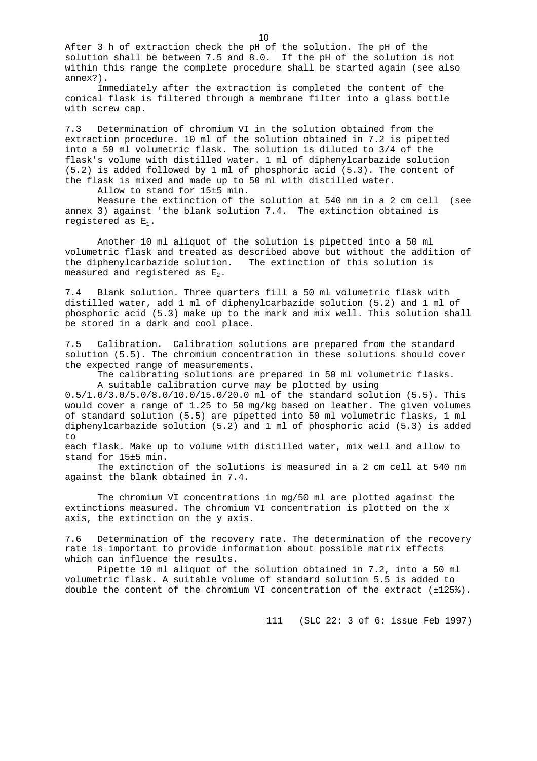After 3 h of extraction check the pH of the solution. The pH of the solution shall be between 7.5 and 8.0. If the pH of the solution is not within this range the complete procedure shall be started again (see also annex?).

Immediately after the extraction is completed the content of the conical flask is filtered through a membrane filter into a glass bottle with screw cap.

7.3 Determination of chromium VI in the solution obtained from the extraction procedure. 10 ml of the solution obtained in 7.2 is pipetted into a 50 ml volumetric flask. The solution is diluted to 3/4 of the flask's volume with distilled water. 1 ml of diphenylcarbazide solution (5.2) is added followed by 1 ml of phosphoric acid (5.3). The content of the flask is mixed and made up to 50 ml with distilled water.

Allow to stand for 15±5 min.

Measure the extinction of the solution at 540 nm in a 2 cm cell (see annex 3) against 'the blank solution 7.4. The extinction obtained is registered as $E_1$.

Another 10 ml aliquot of the solution is pipetted into a 50 ml volumetric flask and treated as described above but without the addition of the diphenylcarbazide solution. The extinction of this solution is measured and registered as $E_2$.

7.4 Blank solution. Three quarters fill a 50 ml volumetric flask with distilled water, add 1 ml of diphenylcarbazide solution (5.2) and 1 ml of phosphoric acid (5.3) make up to the mark and mix well. This solution shall be stored in a dark and cool place.

7.5 Calibration. Calibration solutions are prepared from the standard solution (5.5). The chromium concentration in these solutions should cover the expected range of measurements.

The calibrating solutions are prepared in 50 ml volumetric flasks.

A suitable calibration curve may be plotted by using 0.5/1.0/3.0/5.0/8.0/10.0/15.0/20.0 ml of the standard solution (5.5). This would cover a range of 1.25 to 50 mg/kg based on leather. The given volumes of standard solution (5.5) are pipetted into 50 ml volumetric flasks, 1 ml diphenylcarbazide solution (5.2) and 1 ml of phosphoric acid (5.3) is added to each flask. Make up to volume with distilled water, mix well and allow to stand for 15±5 min.

The extinction of the solutions is measured in a 2 cm cell at 540 nm against the blank obtained in 7.4.

The chromium VI concentrations in mg/50 ml are plotted against the extinctions measured. The chromium VI concentration is plotted on the x axis, the extinction on the y axis.

7.6 Determination of the recovery rate. The determination of the recovery rate is important to provide information about possible matrix effects which can influence the results.

Pipette 10 ml aliquot of the solution obtained in 7.2, into a 50 ml volumetric flask. A suitable volume of standard solution 5.5 is added to double the content of the chromium VI concentration of the extract (±125%).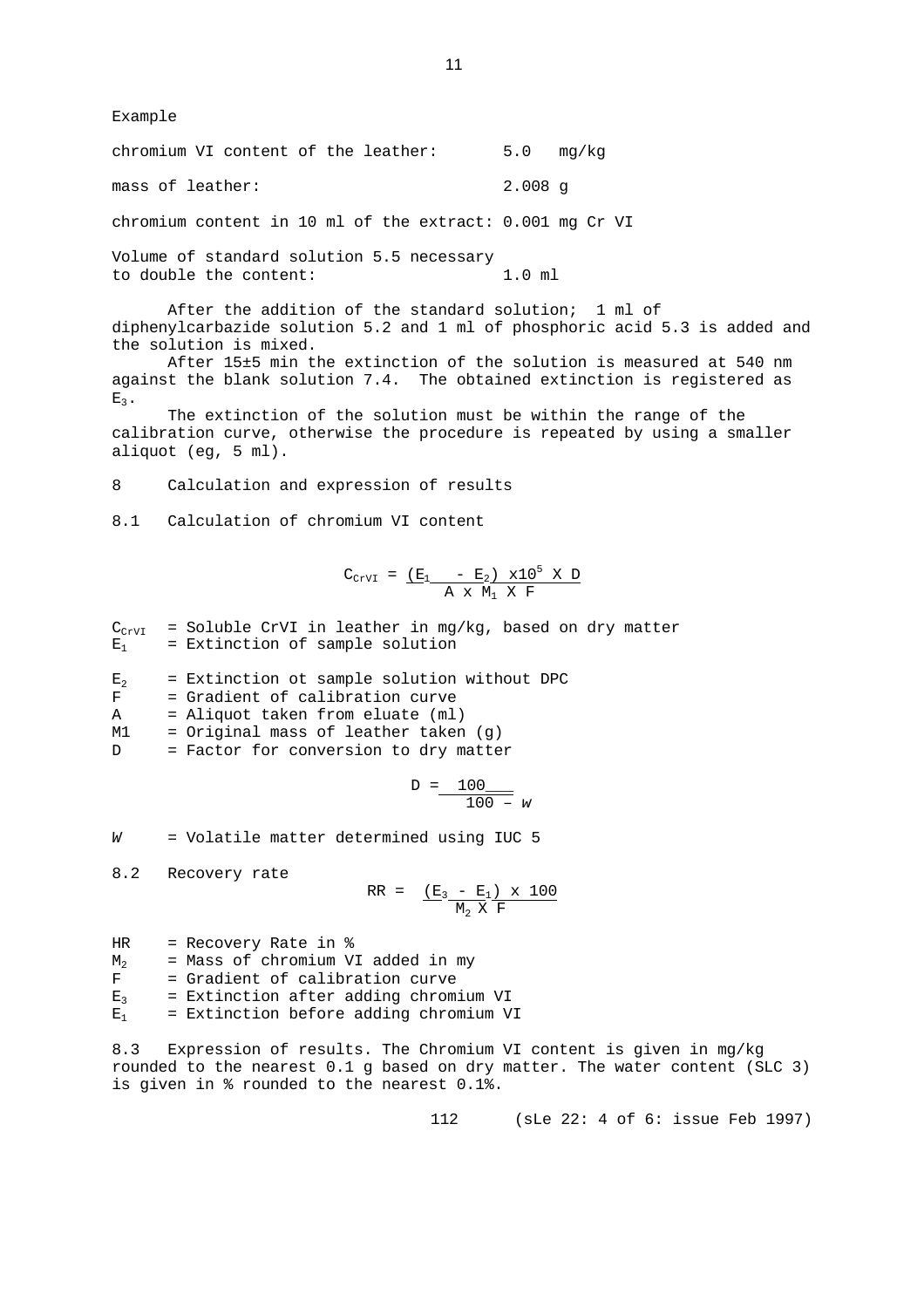Example

| | |
|---|---|
| chromium VI content of the leather: | 5.0 mg/kg |
| mass of leather: | 2.008 g |
| chromium content in 10 ml of the extract: | 0.001 mg Cr VI |
| Volume of standard solution 5.5 necessary to double the content: | 1.0 ml |

After the addition of the standard solution; 1 ml of diphenylcarbazide solution 5.2 and 1 ml of phosphoric acid 5.3 is added and the solution is mixed.

After 15±5 min the extinction of the solution is measured at 540 nm against the blank solution 7.4. The obtained extinction is registered as $E_3$.

The extinction of the solution must be within the range of the calibration curve, otherwise the procedure is repeated by using a smaller aliquot (eg, 5 ml).

## 8 Calculation and expression of results

### 8.1 Calculation of chromium VI content

$$C_{CrVI} = \frac{(E_1 - E_2) \times 10^5 \times D}{A \times M_1 \times F}$$

$C_{CrVI}$ = Soluble CrVI in leather in mg/kg, based on dry matter
$E_1$ = Extinction of sample solution

$E_2$ = Extinction ot sample solution without DPC
F = Gradient of calibration curve
A = Aliquot taken from eluate (ml)
M1 = Original mass of leather taken (g)
D = Factor for conversion to dry matter

$$D = \frac{100}{100 - w}$$

*W* = Volatile matter determined using IUC 5

### 8.2 Recovery rate

$$RR = \frac{(E_3 - E_1) \times 100}{M_2 \times F}$$

HR = Recovery Rate in %
$M_2$ = Mass of chromium VI added in my
F = Gradient of calibration curve
$E_3$ = Extinction after adding chromium VI
$E_1$ = Extinction before adding chromium VI

8.3 Expression of results. The Chromium VI content is given in mg/kg rounded to the nearest 0.1 g based on dry matter. The water content (SLC 3) is given in % rounded to the nearest 0.1%.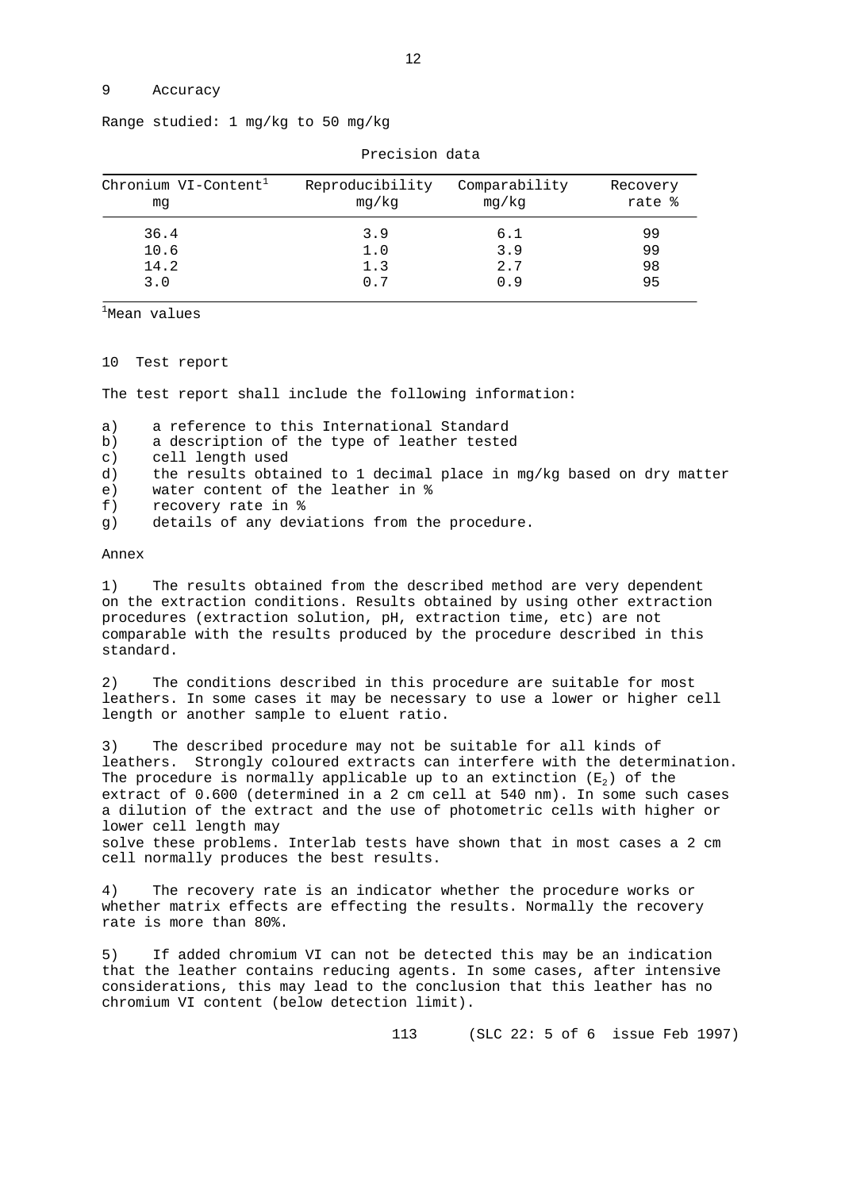## 9 Accuracy

Range studied: 1 mg/kg to 50 mg/kg

Precision data

| Chronium VI-Content[1] mg | Reproducibility mg/kg | Comparability mg/kg | Recovery rate % |
|---|---|---|---|
| 36.4 | 3.9 | 6.1 | 99 |
| 10.6 | 1.0 | 3.9 | 99 |
| 14.2 | 1.3 | 2.7 | 98 |
| 3.0 | 0.7 | 0.9 | 95 |

[1]Mean values

## 10 Test report

The test report shall include the following information:

a) a reference to this International Standard
b) a description of the type of leather tested
c) cell length used
d) the results obtained to 1 decimal place in mg/kg based on dry matter
e) water content of the leather in %
f) recovery rate in %
g) details of any deviations from the procedure.

## Annex

1) The results obtained from the described method are very dependent on the extraction conditions. Results obtained by using other extraction procedures (extraction solution, pH, extraction time, etc) are not comparable with the results produced by the procedure described in this standard.

2) The conditions described in this procedure are suitable for most leathers. In some cases it may be necessary to use a lower or higher cell length or another sample to eluent ratio.

3) The described procedure may not be suitable for all kinds of leathers. Strongly coloured extracts can interfere with the determination. The procedure is normally applicable up to an extinction ($E_2$) of the extract of 0.600 (determined in a 2 cm cell at 540 nm). In some such cases a dilution of the extract and the use of photometric cells with higher or lower cell length may solve these problems. Interlab tests have shown that in most cases a 2 cm cell normally produces the best results.

4) The recovery rate is an indicator whether the procedure works or whether matrix effects are effecting the results. Normally the recovery rate is more than 80%.

5) If added chromium VI can not be detected this may be an indication that the leather contains reducing agents. In some cases, after intensive considerations, this may lead to the conclusion that this leather has no chromium VI content (below detection limit).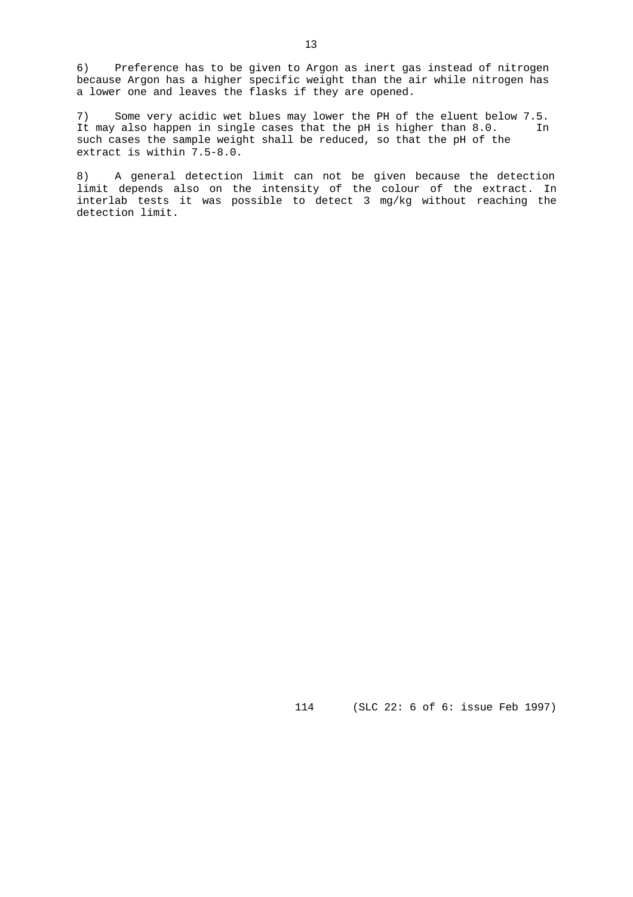6) Preference has to be given to Argon as inert gas instead of nitrogen because Argon has a higher specific weight than the air while nitrogen has a lower one and leaves the flasks if they are opened.

7) Some very acidic wet blues may lower the PH of the eluent below 7.5. It may also happen in single cases that the pH is higher than 8.0. In such cases the sample weight shall be reduced, so that the pH of the extract is within 7.5-8.0.

8) A general detection limit can not be given because the detection limit depends also on the intensity of the colour of the extract. In interlab tests it was possible to detect 3 mg/kg without reaching the detection limit.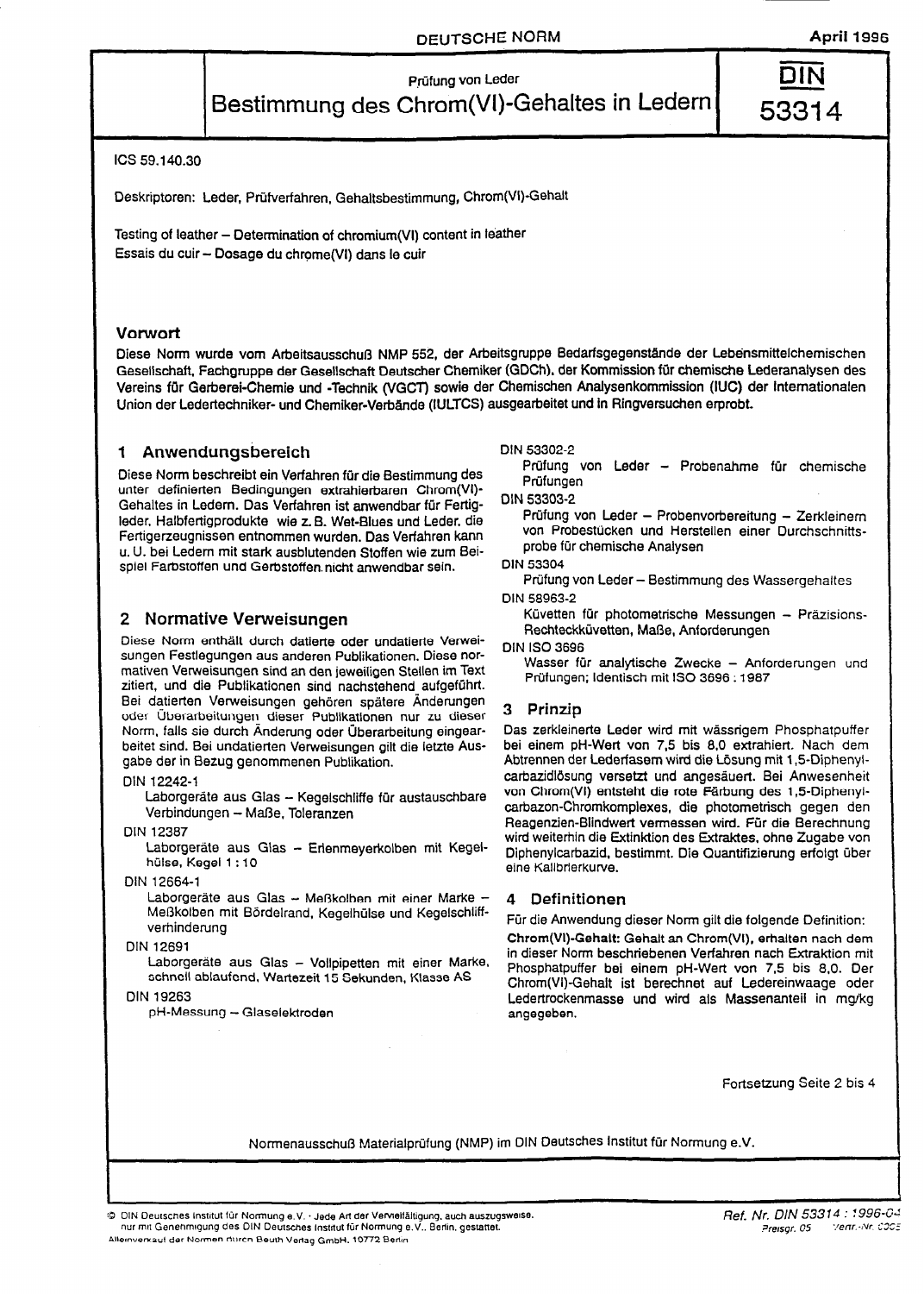DEUTSCHE NORM April 1996

Prüfung von Leder

# Bestimmung des Chrom(VI)-Gehaltes in Ledern

DIN 53314

ICS 59.140.30

Deskriptoren: Leder, Prüfverfahren, Gehaltsbestimmung, Chrom(VI)-Gehalt

Testing of leather – Determination of chromium(VI) content in leather
Essais du cuir – Dosage du chrome(VI) dans le cuir

## Vorwort

Diese Norm wurde vom Arbeitsausschuß NMP 552, der Arbeitsgruppe Bedarfsgegenstände der Lebensmittelchemischen Gesellschaft, Fachgruppe der Gesellschaft Deutscher Chemiker (GDCh), der Kommission für chemische Lederanalysen des Vereins für Gerberei-Chemie und -Technik (VGCT) sowie der Chemischen Analysenkommission (IUC) der Internationalen Union der Ledertechniker- und Chemiker-Verbände (IULTCS) ausgearbeitet und in Ringversuchen erprobt.

## 1 Anwendungsbereich

Diese Norm beschreibt ein Verfahren für die Bestimmung des unter definierten Bedingungen extrahierbaren Chrom(VI)-Gehaltes in Ledern. Das Verfahren ist anwendbar für Fertigleder, Halbfertigprodukte wie z. B. Wet-Blues und Leder, die Fertigerzeugnissen entnommen wurden. Das Verfahren kann u. U. bei Ledern mit stark ausblutenden Stoffen wie zum Beispiel Farbstoffen und Gerbstoffen nicht anwendbar sein.

## 2 Normative Verweisungen

Diese Norm enthält durch datierte oder undatierte Verweisungen Festlegungen aus anderen Publikationen. Diese normativen Verweisungen sind an den jeweiligen Stellen im Text zitiert, und die Publikationen sind nachstehend aufgeführt. Bei datierten Verweisungen gehören spätere Änderungen oder Überarbeitungen dieser Publikationen nur zu dieser Norm, falls sie durch Änderung oder Überarbeitung eingearbeitet sind. Bei undatierten Verweisungen gilt die letzte Ausgabe der in Bezug genommenen Publikation.

DIN 12242-1
Laborgeräte aus Glas – Kegelschliffe für austauschbare Verbindungen – Maße, Toleranzen

DIN 12387
Laborgeräte aus Glas – Erlenmeyerkolben mit Kegelhülse, Kegel 1 : 10

DIN 12664-1
Laborgeräte aus Glas – Meßkolben mit einer Marke – Meßkolben mit Bördelrand, Kegelhülse und Kegelschliffverhinderung

DIN 12691
Laborgeräte aus Glas – Vollpipetten mit einer Marke, schnell ablaufend, Wartezeit 15 Sekunden, Klasse AS

DIN 19263
pH-Messung – Glaselektroden

DIN 53302-2
Prüfung von Leder – Probenahme für chemische Prüfungen

DIN 53303-2
Prüfung von Leder – Probenvorbereitung – Zerkleinern von Probestücken und Herstellen einer Durchschnittsprobe für chemische Analysen

DIN 53304
Prüfung von Leder – Bestimmung des Wassergehaltes

DIN 58963-2
Küvetten für photometrische Messungen – Präzisions-Rechteckküvetten, Maße, Anforderungen

DIN ISO 3696
Wasser für analytische Zwecke – Anforderungen und Prüfungen; Identisch mit ISO 3696 : 1987

## 3 Prinzip

Das zerkleinerte Leder wird mit wässrigem Phosphatpuffer bei einem pH-Wert von 7,5 bis 8,0 extrahiert. Nach dem Abtrennen der Lederfasern wird die Lösung mit 1,5-Diphenylcarbazidlösung versetzt und angesäuert. Bei Anwesenheit von Chrom(VI) entsteht die rote Färbung des 1,5-Diphenylcarbazon-Chromkomplexes, die photometrisch gegen den Reagenzien-Blindwert vermessen wird. Für die Berechnung wird weiterhin die Extinktion des Extraktes, ohne Zugabe von Diphenylcarbazid, bestimmt. Die Quantifizierung erfolgt über eine Kalibrierkurve.

## 4 Definitionen

Für die Anwendung dieser Norm gilt die folgende Definition:

**Chrom(VI)-Gehalt:** Gehalt an Chrom(VI), erhalten nach dem in dieser Norm beschriebenen Verfahren nach Extraktion mit Phosphatpuffer bei einem pH-Wert von 7,5 bis 8,0. Der Chrom(VI)-Gehalt ist berechnet auf Ledereinwaage oder Ledertrockenmasse und wird als Massenanteil in mg/kg angegeben.

Fortsetzung Seite 2 bis 4

Normenausschuß Materialprüfung (NMP) im DIN Deutsches Institut für Normung e.V.

© DIN Deutsches Institut für Normung e.V. · Jede Art der Vervielfältigung, auch auszugsweise, nur mit Genehmigung des DIN Deutsches Institut für Normung e.V., Berlin, gestattet.
Alleinverkauf der Normen durch Beuth Verlag GmbH, 10772 Berlin

Ref. Nr. DIN 53314 : 1996-04
Preisgr. 05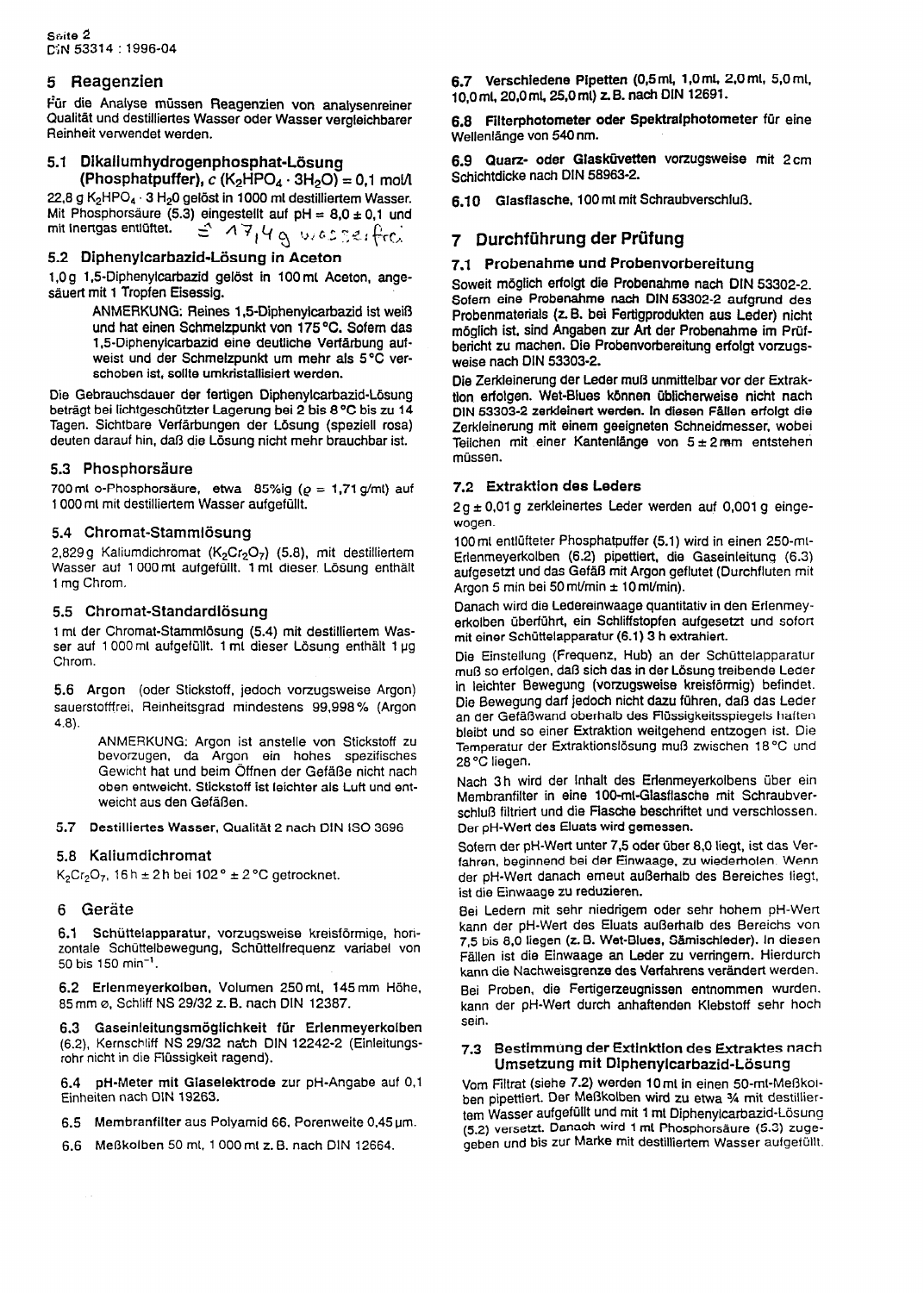## 5 Reagenzien

Für die Analyse müssen Reagenzien von analysenreiner Qualität und destilliertes Wasser oder Wasser vergleichbarer Reinheit verwendet werden.

### 5.1 Dikaliumhydrogenphosphat-Lösung (Phosphatpuffer), $c$ ($K_2HPO_4 \cdot 3H_2O$) = 0,1 mol/l

22,8 g $K_2HPO_4 \cdot 3\,H_2O$ gelöst in 1000 ml destilliertem Wasser. Mit Phosphorsäure (5.3) eingestellt auf pH = 8,0 ± 0,1 und mit Inertgas entlüftet. ≙ 17,4 g wasserfrei

### 5.2 Diphenylcarbazid-Lösung in Aceton

1,0 g 1,5-Diphenylcarbazid gelöst in 100 ml Aceton, angesäuert mit 1 Tropfen Eisessig.

ANMERKUNG: Reines 1,5-Diphenylcarbazid ist weiß und hat einen Schmelzpunkt von 175 °C. Sofern das 1,5-Diphenylcarbazid eine deutliche Verfärbung aufweist und der Schmelzpunkt um mehr als 5 °C verschoben ist, sollte umkristallisiert werden.

Die Gebrauchsdauer der fertigen Diphenylcarbazid-Lösung beträgt bei lichtgeschützter Lagerung bei 2 bis 8 °C bis zu 14 Tagen. Sichtbare Verfärbungen der Lösung (speziell rosa) deuten darauf hin, daß die Lösung nicht mehr brauchbar ist.

### 5.3 Phosphorsäure

700 ml o-Phosphorsäure, etwa 85%ig ($\varrho$ = 1,71 g/ml) auf 1 000 ml mit destilliertem Wasser aufgefüllt.

### 5.4 Chromat-Stammlösung

2,829 g Kaliumdichromat ($K_2Cr_2O_7$) (5.8), mit destilliertem Wasser auf 1 000 ml aufgefüllt. 1 ml dieser Lösung enthält 1 mg Chrom.

### 5.5 Chromat-Standardlösung

1 ml der Chromat-Stammlösung (5.4) mit destilliertem Wasser auf 1 000 ml aufgefüllt. 1 ml dieser Lösung enthält 1 µg Chrom.

**5.6 Argon** (oder Stickstoff, jedoch vorzugsweise Argon) sauerstofffrei, Reinheitsgrad mindestens 99,998 % (Argon 4.8).

ANMERKUNG: Argon ist anstelle von Stickstoff zu bevorzugen, da Argon ein hohes spezifisches Gewicht hat und beim Öffnen der Gefäße nicht nach oben entweicht. Stickstoff ist leichter als Luft und entweicht aus den Gefäßen.

**5.7 Destilliertes Wasser**, Qualität 2 nach DIN ISO 3696

### 5.8 Kaliumdichromat

$K_2Cr_2O_7$, 16 h ± 2 h bei 102° ± 2 °C getrocknet.

## 6 Geräte

**6.1 Schüttelapparatur**, vorzugsweise kreisförmige, horizontale Schüttelbewegung, Schüttelfrequenz variabel von 50 bis 150 min$^{-1}$.

**6.2 Erlenmeyerkolben**, Volumen 250 ml, 145 mm Höhe, 85 mm ⌀, Schliff NS 29/32 z. B. nach DIN 12387.

**6.3 Gaseinleitungsmöglichkeit für Erlenmeyerkolben** (6.2), Kernschliff NS 29/32 nach DIN 12242-2 (Einleitungsrohr nicht in die Flüssigkeit ragend).

**6.4 pH-Meter mit Glaselektrode** zur pH-Angabe auf 0,1 Einheiten nach DIN 19263.

**6.5 Membranfilter** aus Polyamid 66, Porenweite 0,45 µm.

**6.6 Meßkolben** 50 ml, 1 000 ml z. B. nach DIN 12664.

**6.7 Verschiedene Pipetten** (0,5 ml, 1,0 ml, 2,0 ml, 5,0 ml, 10,0 ml, 20,0 ml, 25,0 ml) z. B. nach DIN 12691.

**6.8 Filterphotometer oder Spektralphotometer** für eine Wellenlänge von 540 nm.

**6.9 Quarz- oder Glasküvetten** vorzugsweise mit 2 cm Schichtdicke nach DIN 58963-2.

**6.10 Glasflasche**, 100 ml mit Schraubverschluß.

## 7 Durchführung der Prüfung

### 7.1 Probenahme und Probenvorbereitung

Soweit möglich erfolgt die Probenahme nach DIN 53302-2. Sofern eine Probenahme nach DIN 53302-2 aufgrund des Probenmaterials (z. B. bei Fertigprodukten aus Leder) nicht möglich ist, sind Angaben zur Art der Probenahme im Prüfbericht zu machen. Die Probenvorbereitung erfolgt vorzugsweise nach DIN 53303-2.

Die Zerkleinerung der Leder muß unmittelbar vor der Extraktion erfolgen. Wet-Blues können üblicherweise nicht nach DIN 53303-2 zerkleinert werden. In diesen Fällen erfolgt die Zerkleinerung mit einem geeigneten Schneidmesser, wobei Teilchen mit einer Kantenlänge von 5 ± 2 mm entstehen müssen.

### 7.2 Extraktion des Leders

2 g ± 0,01 g zerkleinertes Leder werden auf 0,001 g eingewogen.

100 ml entlüfteter Phosphatpuffer (5.1) wird in einen 250-ml-Erlenmeyerkolben (6.2) pipettiert, die Gaseinleitung (6.3) aufgesetzt und das Gefäß mit Argon geflutet (Durchfluten mit Argon 5 min bei 50 ml/min ± 10 ml/min).

Danach wird die Ledereinwaage quantitativ in den Erlenmeyerkolben überführt, ein Schliffstopfen aufgesetzt und sofort mit einer Schüttelapparatur (6.1) 3 h extrahiert.

Die Einstellung (Frequenz, Hub) an der Schüttelapparatur muß so erfolgen, daß sich das in der Lösung treibende Leder in leichter Bewegung (vorzugsweise kreisförmig) befindet. Die Bewegung darf jedoch nicht dazu führen, daß das Leder an der Gefäßwand oberhalb des Flüssigkeitsspiegels haften bleibt und so einer Extraktion weitgehend entzogen ist. Die Temperatur der Extraktionslösung muß zwischen 18 °C und 28 °C liegen.

Nach 3 h wird der Inhalt des Erlenmeyerkolbens über ein Membranfilter in eine 100-ml-Glasflasche mit Schraubverschluß filtriert und die Flasche beschriftet und verschlossen. Der pH-Wert des Eluats wird gemessen.

Sofern der pH-Wert unter 7,5 oder über 8,0 liegt, ist das Verfahren, beginnend bei der Einwaage, zu wiederholen. Wenn der pH-Wert danach erneut außerhalb des Bereiches liegt, ist die Einwaage zu reduzieren.

Bei Ledern mit sehr niedrigem oder sehr hohem pH-Wert kann der pH-Wert des Eluats außerhalb des Bereichs von 7,5 bis 8,0 liegen (z. B. Wet-Blues, Sämischleder). In diesen Fällen ist die Einwaage an Leder zu verringern. Hierdurch kann die Nachweisgrenze des Verfahrens verändert werden.

Bei Proben, die Fertigerzeugnissen entnommen wurden, kann der pH-Wert durch anhaftenden Klebstoff sehr hoch sein.

### 7.3 Bestimmung der Extinktion des Extraktes nach Umsetzung mit Diphenylcarbazid-Lösung

Vom Filtrat (siehe 7.2) werden 10 ml in einen 50-ml-Meßkolben pipettiert. Der Meßkolben wird zu etwa ¾ mit destilliertem Wasser aufgefüllt und mit 1 ml Diphenylcarbazid-Lösung (5.2) versetzt. Danach wird 1 ml Phosphorsäure (5.3) zugegeben und bis zur Marke mit destilliertem Wasser aufgefüllt.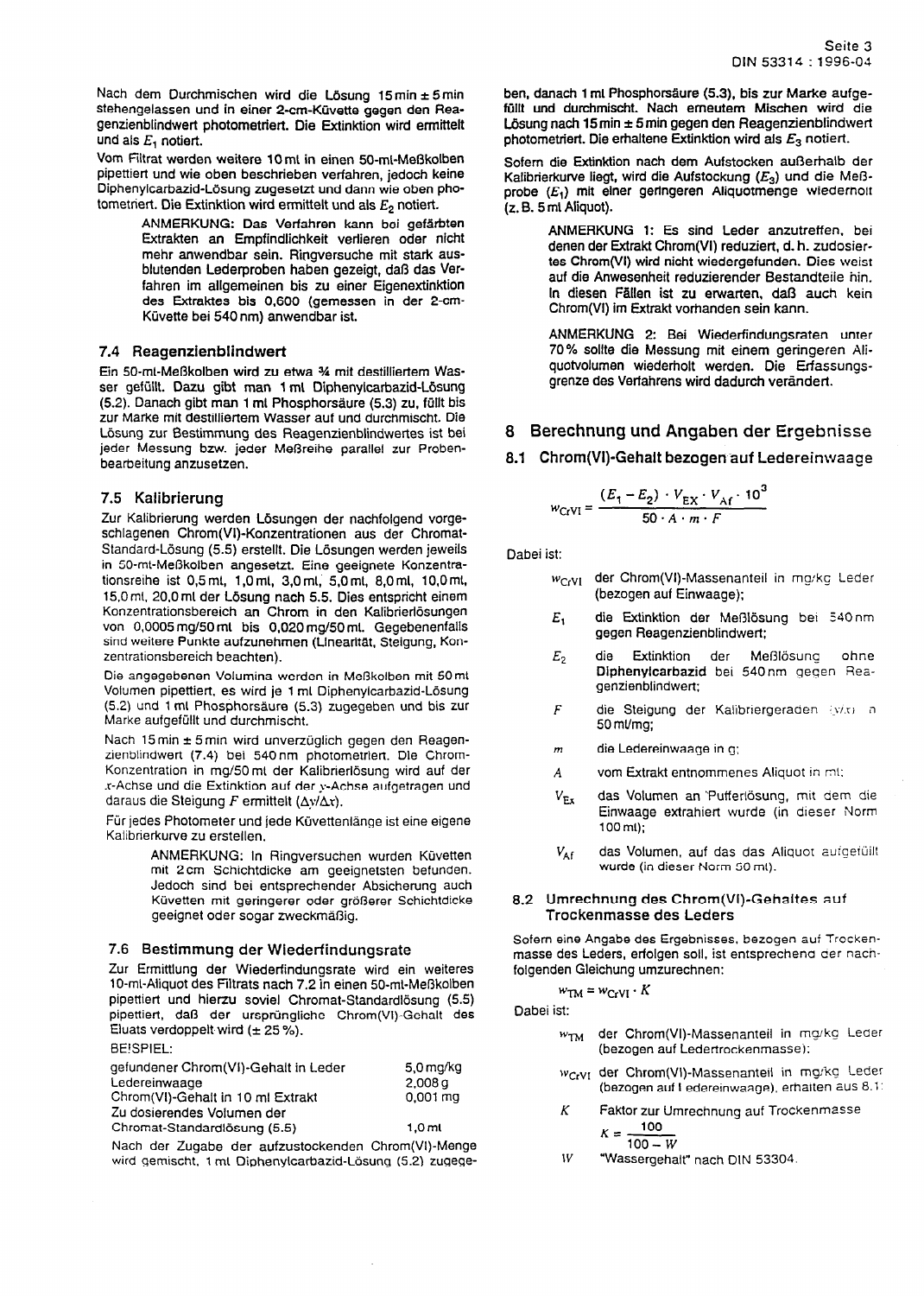Nach dem Durchmischen wird die Lösung 15 min ± 5 min stehengelassen und in einer 2-cm-Küvette gegen den Reagenzienblindwert photometriert. Die Extinktion wird ermittelt und als $E_1$ notiert.

Vom Filtrat werden weitere 10 ml in einen 50-ml-Meßkolben pipettiert und wie oben beschrieben verfahren, jedoch keine Diphenylcarbazid-Lösung zugesetzt und dann wie oben photometriert. Die Extinktion wird ermittelt und als $E_2$ notiert.

> ANMERKUNG: Das Verfahren kann bei gefärbten Extrakten an Empfindlichkeit verlieren oder nicht mehr anwendbar sein. Ringversuche mit stark ausblutenden Lederproben haben gezeigt, daß das Verfahren im allgemeinen bis zu einer Eigenextinktion des Extraktes bis 0,600 (gemessen in der 2-cm-Küvette bei 540 nm) anwendbar ist.

### 7.4 Reagenzienblindwert

Ein 50-ml-Meßkolben wird zu etwa ¾ mit destilliertem Wasser gefüllt. Dazu gibt man 1 ml Diphenylcarbazid-Lösung (5.2). Danach gibt man 1 ml Phosphorsäure (5.3) zu, füllt bis zur Marke mit destilliertem Wasser auf und durchmischt. Die Lösung zur Bestimmung des Reagenzienblindwertes ist bei jeder Messung bzw. jeder Meßreihe parallel zur Probenbearbeitung anzusetzen.

### 7.5 Kalibrierung

Zur Kalibrierung werden Lösungen der nachfolgend vorgeschlagenen Chrom(VI)-Konzentrationen aus der Chromat-Standard-Lösung (5.5) erstellt. Die Lösungen werden jeweils in 50-ml-Meßkolben angesetzt. Eine geeignete Konzentrationsreihe ist 0,5 ml, 1,0 ml, 3,0 ml, 5,0 ml, 8,0 ml, 10,0 ml, 15,0 ml, 20,0 ml der Lösung nach 5.5. Dies entspricht einem Konzentrationsbereich an Chrom in den Kalibrierlösungen von 0,0005 mg/50 ml bis 0,020 mg/50 ml. Gegebenenfalls sind weitere Punkte aufzunehmen (Linearität, Steigung, Konzentrationsbereich beachten).

Die angegebenen Volumina werden in Meßkolben mit 50 ml Volumen pipettiert, es wird je 1 ml Diphenylcarbazid-Lösung (5.2) und 1 ml Phosphorsäure (5.3) zugegeben und bis zur Marke aufgefüllt und durchmischt.

Nach 15 min ± 5 min wird unverzüglich gegen den Reagenzienblindwert (7.4) bei 540 nm photometriert. Die Chrom-Konzentration in mg/50 ml der Kalibrierlösung wird auf der $x$-Achse und die Extinktion auf der $y$-Achse aufgetragen und daraus die Steigung $F$ ermittelt ($\Delta y / \Delta x$).

Für jedes Photometer und jede Küvettenlänge ist eine eigene Kalibrierkurve zu erstellen.

> ANMERKUNG: In Ringversuchen wurden Küvetten mit 2 cm Schichtdicke am geeignetsten befunden. Jedoch sind bei entsprechender Absicherung auch Küvetten mit geringerer oder größerer Schichtdicke geeignet oder sogar zweckmäßig.

### 7.6 Bestimmung der Wiederfindungsrate

Zur Ermittlung der Wiederfindungsrate wird ein weiteres 10-ml-Aliquot des Filtrats nach 7.2 in einen 50-ml-Meßkolben pipettiert und hierzu soviel Chromat-Standardlösung (5.5) pipettiert, daß der ursprüngliche Chrom(VI)-Gehalt des Eluats verdoppelt wird (± 25 %).

BEISPIEL:

| | |
|---|---|
| gefundener Chrom(VI)-Gehalt in Leder | 5,0 mg/kg |
| Ledereinwaage | 2,008 g |
| Chrom(VI)-Gehalt in 10 ml Extrakt | 0,001 mg |
| Zu dosierendes Volumen der Chromat-Standardlösung (5.5) | 1,0 ml |

Nach der Zugabe der aufzustockenden Chrom(VI)-Menge wird gemischt, 1 ml Diphenylcarbazid-Lösung (5.2) zugegeben, danach 1 ml Phosphorsäure (5.3), bis zur Marke aufgefüllt und durchmischt. Nach erneutem Mischen wird die Lösung nach 15 min ± 5 min gegen den Reagenzienblindwert photometriert. Die erhaltene Extinktion wird als $E_3$ notiert.

Sofern die Extinktion nach dem Aufstocken außerhalb der Kalibrierkurve liegt, wird die Aufstockung ($E_3$) und die Meßprobe ($E_1$) mit einer geringeren Aliquotmenge wiederholt (z. B. 5 ml Aliquot).

> ANMERKUNG 1: Es sind Leder anzutreffen, bei denen der Extrakt Chrom(VI) reduziert, d. h. zudosiertes Chrom(VI) wird nicht wiedergefunden. Dies weist auf die Anwesenheit reduzierender Bestandteile hin. In diesen Fällen ist zu erwarten, daß auch kein Chrom(VI) im Extrakt vorhanden sein kann.

> ANMERKUNG 2: Bei Wiederfindungsraten unter 70 % sollte die Messung mit einem geringeren Aliquotvolumen wiederholt werden. Die Erfassungsgrenze des Verfahrens wird dadurch verändert.

## 8 Berechnung und Angaben der Ergebnisse

### 8.1 Chrom(VI)-Gehalt bezogen auf Ledereinwaage

$$w_{CrVI} = \frac{(E_1 - E_2) \cdot V_{EX} \cdot V_{Af} \cdot 10^3}{50 \cdot A \cdot m \cdot F}$$

Dabei ist:

- $w_{CrVI}$ der Chrom(VI)-Massenanteil in mg/kg Leder (bezogen auf Einwaage);
- $E_1$ die Extinktion der Meßlösung bei 540 nm gegen Reagenzienblindwert;
- $E_2$ die Extinktion der Meßlösung ohne **Diphenylcarbazid** bei 540 nm gegen Reagenzienblindwert;
- $F$ die Steigung der Kalibriergeraden ($y/x$) in 50 ml/mg;
- $m$ die Ledereinwaage in g;
- $A$ vom Extrakt entnommenes Aliquot in ml;
- $V_{Ex}$ das Volumen an Pufferlösung, mit dem die Einwaage extrahiert wurde (in dieser Norm 100 ml);
- $V_{Af}$ das Volumen, auf das das Aliquot aufgefüllt wurde (in dieser Norm 50 ml).

### 8.2 Umrechnung des Chrom(VI)-Gehaltes auf Trockenmasse des Leders

Sofern eine Angabe des Ergebnisses, bezogen auf Trockenmasse des Leders, erfolgen soll, ist entsprechend der nachfolgenden Gleichung umzurechnen:

$$w_{TM} = w_{CrVI} \cdot K$$

Dabei ist:

- $w_{TM}$ der Chrom(VI)-Massenanteil in mg/kg Leder (bezogen auf Ledertrockenmasse);
- $w_{CrVI}$ der Chrom(VI)-Massenanteil in mg/kg Leder (bezogen auf Ledereinwaage), erhalten aus 8.1;
- $K$ Faktor zur Umrechnung auf Trockenmasse
  $$K = \frac{100}{100 - W}$$
- $W$ "Wassergehalt" nach DIN 53304.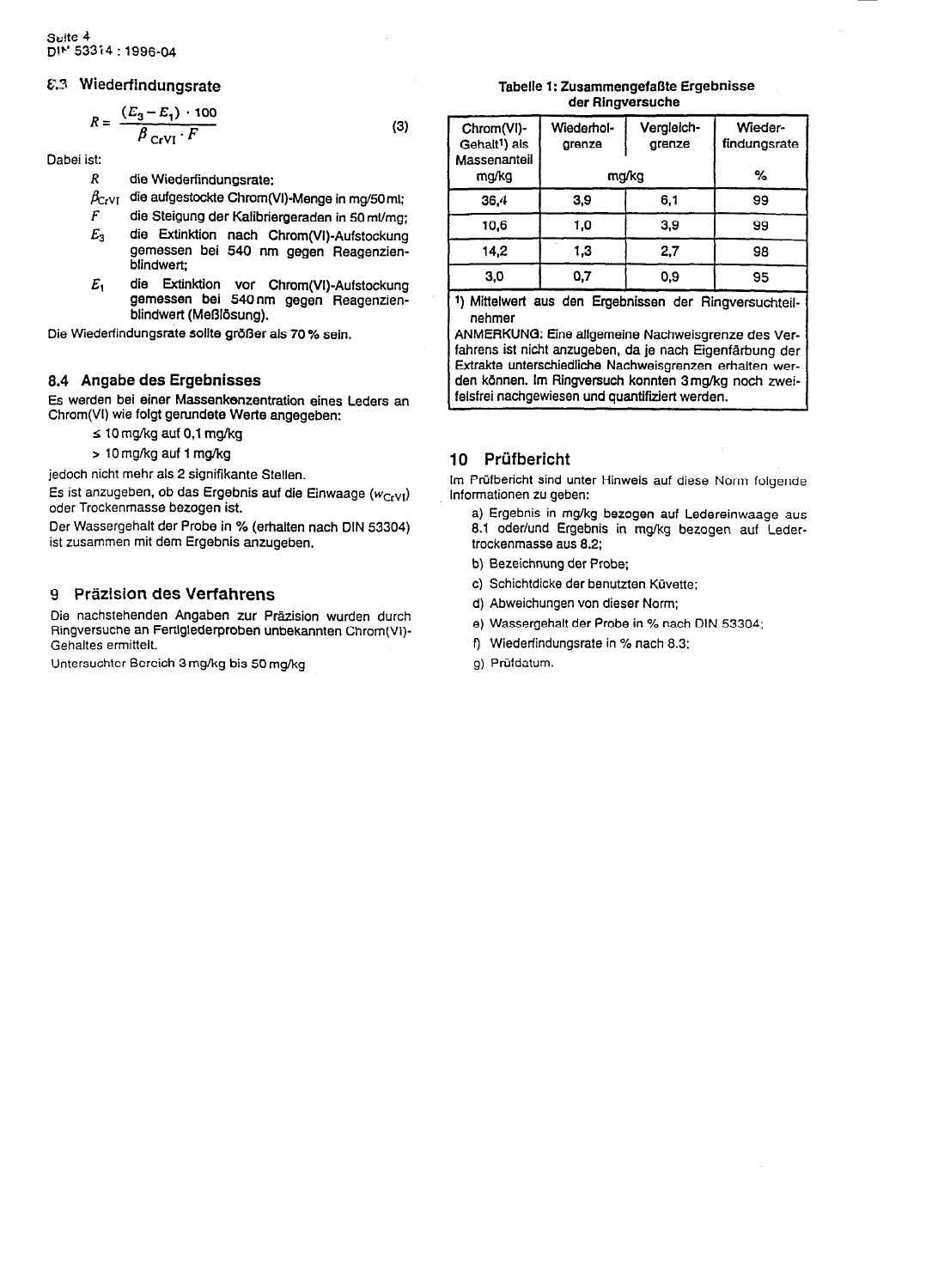## 8.3 Wiederfindungsrate

$$R = \frac{(E_3 - E_1) \cdot 100}{\beta_{CrVI} \cdot F} \tag{3}$$

Dabei ist:

- $R$ die Wiederfindungsrate;
- $\beta_{CrVI}$ die aufgestockte Chrom(VI)-Menge in mg/50 ml;
- $F$ die Steigung der Kalibriergeraden in 50 ml/mg;
- $E_3$ die Extinktion nach Chrom(VI)-Aufstockung gemessen bei 540 nm gegen Reagenzienblindwert;
- $E_1$ die Extinktion vor Chrom(VI)-Aufstockung gemessen bei 540 nm gegen Reagenzienblindwert (Meßlösung).

Die Wiederfindungsrate sollte größer als 70 % sein.

## 8.4 Angabe des Ergebnisses

Es werden bei einer Massenkonzentration eines Leders an Chrom(VI) wie folgt gerundete Werte angegeben:

- ≤ 10 mg/kg auf 0,1 mg/kg
- > 10 mg/kg auf 1 mg/kg

jedoch nicht mehr als 2 signifikante Stellen.

Es ist anzugeben, ob das Ergebnis auf die Einwaage ($w_{CrVI}$) oder Trockenmasse bezogen ist.

Der Wassergehalt der Probe in % (erhalten nach DIN 53304) ist zusammen mit dem Ergebnis anzugeben.

# 9 Präzision des Verfahrens

Die nachstehenden Angaben zur Präzision wurden durch Ringversuche an Fertiglederproben unbekannten Chrom(VI)-Gehaltes ermittelt.

Untersuchter Bereich 3 mg/kg bis 50 mg/kg

**Tabelle 1: Zusammengefaßte Ergebnisse der Ringversuche**

| Chrom(VI)-Gehalt[1] als Massenanteil mg/kg | Wiederholgrenze mg/kg | Vergleichgrenze mg/kg | Wiederfindungsrate % |
|---|---|---|---|
| 36,4 | 3,9 | 6,1 | 99 |
| 10,6 | 1,0 | 3,9 | 99 |
| 14,2 | 1,3 | 2,7 | 98 |
| 3,0 | 0,7 | 0,9 | 95 |

[1] Mittelwert aus den Ergebnissen der Ringversuchteilnehmer

ANMERKUNG: Eine allgemeine Nachweisgrenze des Verfahrens ist nicht anzugeben, da je nach Eigenfärbung der Extrakte unterschiedliche Nachweisgrenzen erhalten werden können. Im Ringversuch konnten 3 mg/kg noch zweifelsfrei nachgewiesen und quantifiziert werden.

# 10 Prüfbericht

Im Prüfbericht sind unter Hinweis auf diese Norm folgende Informationen zu geben:

a) Ergebnis in mg/kg bezogen auf Ledereinwaage aus 8.1 oder/und Ergebnis in mg/kg bezogen auf Ledertrockenmasse aus 8.2;

b) Bezeichnung der Probe;

c) Schichtdicke der benutzten Küvette;

d) Abweichungen von dieser Norm;

e) Wassergehalt der Probe in % nach DIN 53304;

f) Wiederfindungsrate in % nach 8.3;

g) Prüfdatum.